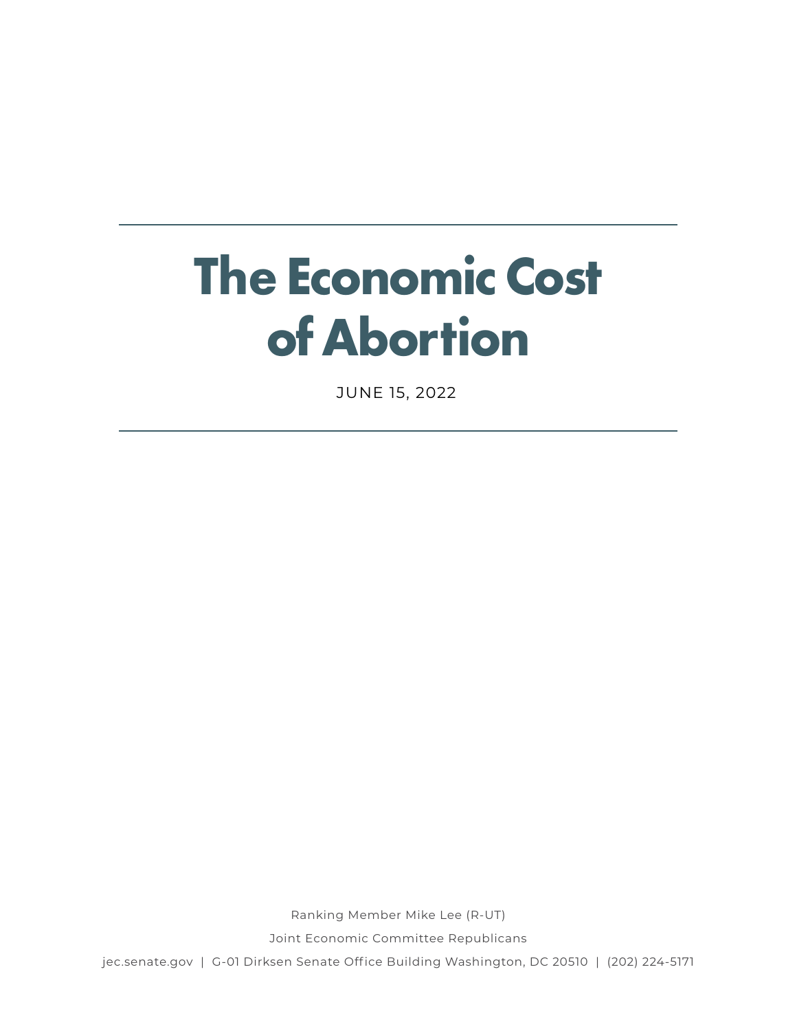# The Economic Cost of Abortion

JUNE 15, 2022

Ranking Member Mike Lee (R-UT)

Joint Economic Committee Republicans

jec.senate.gov | G-01 Dirksen Senate Office Building Washington, DC 20510 | (202) 224-5171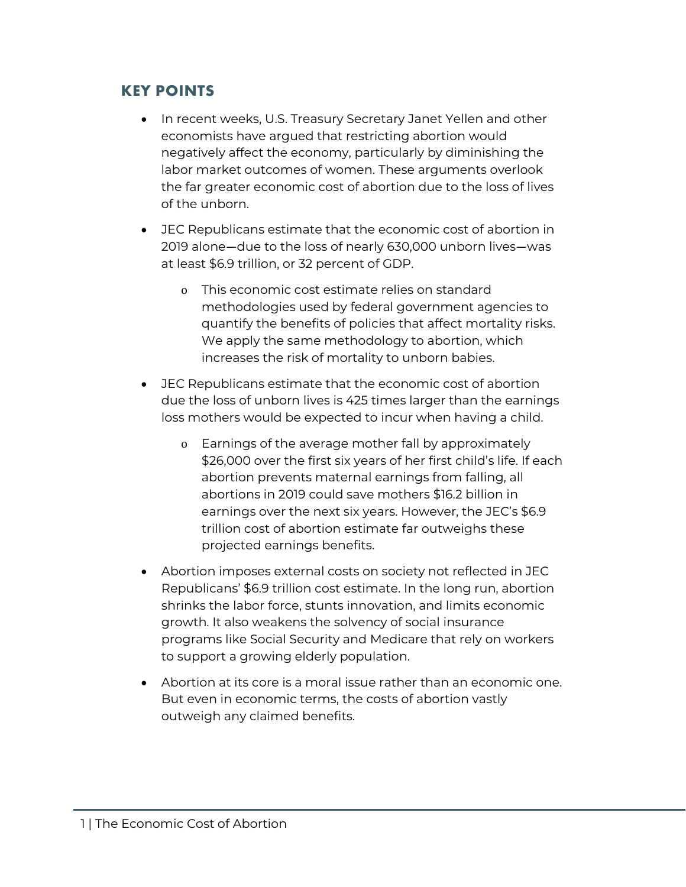## KEY POINTS

- In recent weeks, U.S. Treasury Secretary Janet Yellen and other economists have argued that restricting abortion would negatively affect the economy, particularly by diminishing the labor market outcomes of women. These arguments overlook the far greater economic cost of abortion due to the loss of lives of the unborn.
- JEC Republicans estimate that the economic cost of abortion in 2019 alone—due to the loss of nearly 630,000 unborn lives—was at least $6.9 trillion, or 32 percent of GDP.
  - This economic cost estimate relies on standard methodologies used by federal government agencies to quantify the benefits of policies that affect mortality risks. We apply the same methodology to abortion, which increases the risk of mortality to unborn babies.
- JEC Republicans estimate that the economic cost of abortion due the loss of unborn lives is 425 times larger than the earnings loss mothers would be expected to incur when having a child.
  - Earnings of the average mother fall by approximately $26,000 over the first six years of her first child's life. If each abortion prevents maternal earnings from falling, all abortions in 2019 could save mothers $16.2 billion in earnings over the next six years. However, the JEC's $6.9 trillion cost of abortion estimate far outweighs these projected earnings benefits.
- Abortion imposes external costs on society not reflected in JEC Republicans' $6.9 trillion cost estimate. In the long run, abortion shrinks the labor force, stunts innovation, and limits economic growth. It also weakens the solvency of social insurance programs like Social Security and Medicare that rely on workers to support a growing elderly population.
- Abortion at its core is a moral issue rather than an economic one. But even in economic terms, the costs of abortion vastly outweigh any claimed benefits.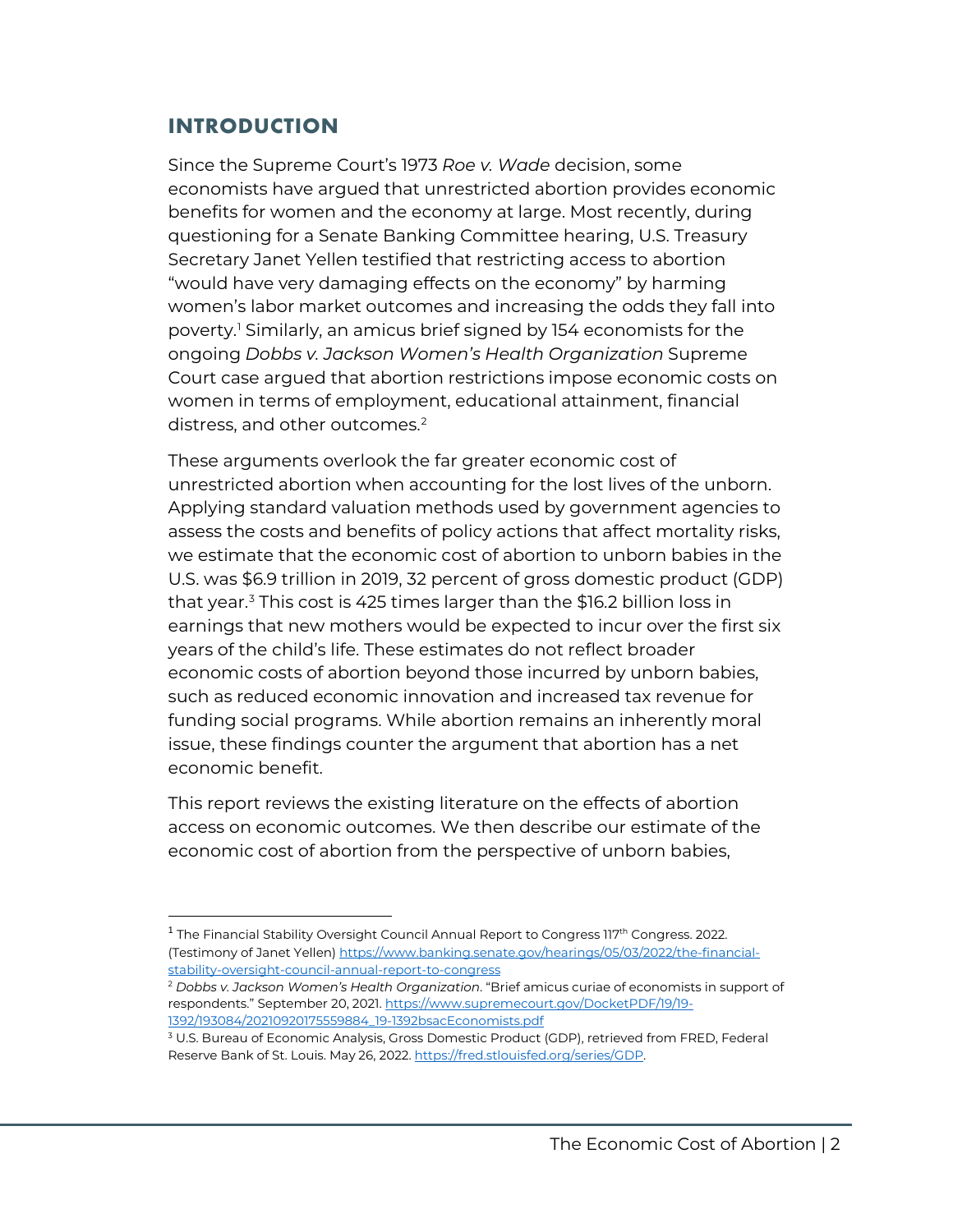## INTRODUCTION

Since the Supreme Court's 1973 *Roe v. Wade* decision, some economists have argued that unrestricted abortion provides economic benefits for women and the economy at large. Most recently, during questioning for a Senate Banking Committee hearing, U.S. Treasury Secretary Janet Yellen testified that restricting access to abortion "would have very damaging effects on the economy" by harming women's labor market outcomes and increasing the odds they fall into poverty.[1] Similarly, an amicus brief signed by 154 economists for the ongoing *Dobbs v. Jackson Women's Health Organization* Supreme Court case argued that abortion restrictions impose economic costs on women in terms of employment, educational attainment, financial distress, and other outcomes.[2]

These arguments overlook the far greater economic cost of unrestricted abortion when accounting for the lost lives of the unborn. Applying standard valuation methods used by government agencies to assess the costs and benefits of policy actions that affect mortality risks, we estimate that the economic cost of abortion to unborn babies in the U.S. was $6.9 trillion in 2019, 32 percent of gross domestic product (GDP) that year.[3] This cost is 425 times larger than the $16.2 billion loss in earnings that new mothers would be expected to incur over the first six years of the child's life. These estimates do not reflect broader economic costs of abortion beyond those incurred by unborn babies, such as reduced economic innovation and increased tax revenue for funding social programs. While abortion remains an inherently moral issue, these findings counter the argument that abortion has a net economic benefit.

This report reviews the existing literature on the effects of abortion access on economic outcomes. We then describe our estimate of the economic cost of abortion from the perspective of unborn babies,

---

[1] The Financial Stability Oversight Council Annual Report to Congress 117th Congress. 2022. (Testimony of Janet Yellen) https://www.banking.senate.gov/hearings/05/03/2022/the-financial-stability-oversight-council-annual-report-to-congress

[2] *Dobbs v. Jackson Women's Health Organization*. "Brief amicus curiae of economists in support of respondents." September 20, 2021. https://www.supremecourt.gov/DocketPDF/19/19-1392/193084/20210920175559884_19-1392bsacEconomists.pdf

[3] U.S. Bureau of Economic Analysis, Gross Domestic Product (GDP), retrieved from FRED, Federal Reserve Bank of St. Louis. May 26, 2022. https://fred.stlouisfed.org/series/GDP.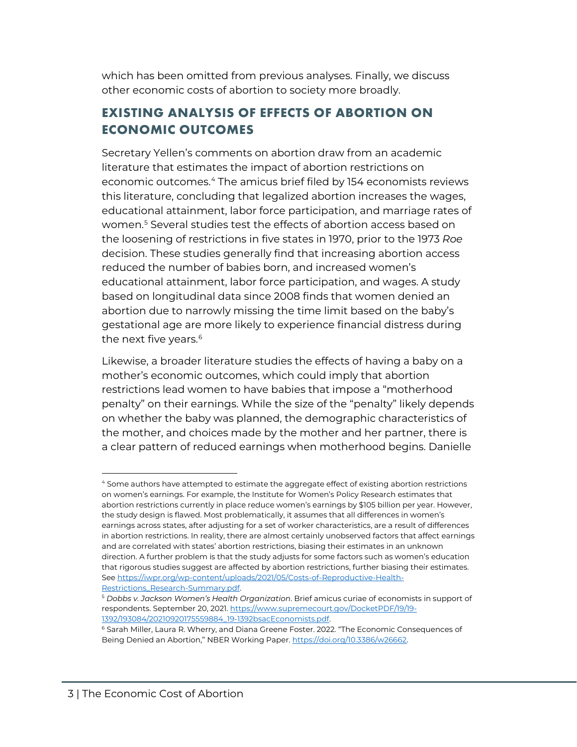which has been omitted from previous analyses. Finally, we discuss other economic costs of abortion to society more broadly.

## EXISTING ANALYSIS OF EFFECTS OF ABORTION ON ECONOMIC OUTCOMES

Secretary Yellen's comments on abortion draw from an academic literature that estimates the impact of abortion restrictions on economic outcomes.[4] The amicus brief filed by 154 economists reviews this literature, concluding that legalized abortion increases the wages, educational attainment, labor force participation, and marriage rates of women.[5] Several studies test the effects of abortion access based on the loosening of restrictions in five states in 1970, prior to the 1973 *Roe* decision. These studies generally find that increasing abortion access reduced the number of babies born, and increased women's educational attainment, labor force participation, and wages. A study based on longitudinal data since 2008 finds that women denied an abortion due to narrowly missing the time limit based on the baby's gestational age are more likely to experience financial distress during the next five years.[6]

Likewise, a broader literature studies the effects of having a baby on a mother's economic outcomes, which could imply that abortion restrictions lead women to have babies that impose a "motherhood penalty" on their earnings. While the size of the "penalty" likely depends on whether the baby was planned, the demographic characteristics of the mother, and choices made by the mother and her partner, there is a clear pattern of reduced earnings when motherhood begins. Danielle

---

[4] Some authors have attempted to estimate the aggregate effect of existing abortion restrictions on women's earnings. For example, the Institute for Women's Policy Research estimates that abortion restrictions currently in place reduce women's earnings by $105 billion per year. However, the study design is flawed. Most problematically, it assumes that all differences in women's earnings across states, after adjusting for a set of worker characteristics, are a result of differences in abortion restrictions. In reality, there are almost certainly unobserved factors that affect earnings and are correlated with states' abortion restrictions, biasing their estimates in an unknown direction. A further problem is that the study adjusts for some factors such as women's education that rigorous studies suggest are affected by abortion restrictions, further biasing their estimates. See https://iwpr.org/wp-content/uploads/2021/05/Costs-of-Reproductive-Health-Restrictions_Research-Summary.pdf.

[5] *Dobbs v. Jackson Women's Health Organization*. Brief amicus curiae of economists in support of respondents. September 20, 2021. https://www.supremecourt.gov/DocketPDF/19/19-1392/193084/20210920175559884_19-1392bsacEconomists.pdf.

[6] Sarah Miller, Laura R. Wherry, and Diana Greene Foster. 2022. "The Economic Consequences of Being Denied an Abortion," NBER Working Paper. https://doi.org/10.3386/w26662.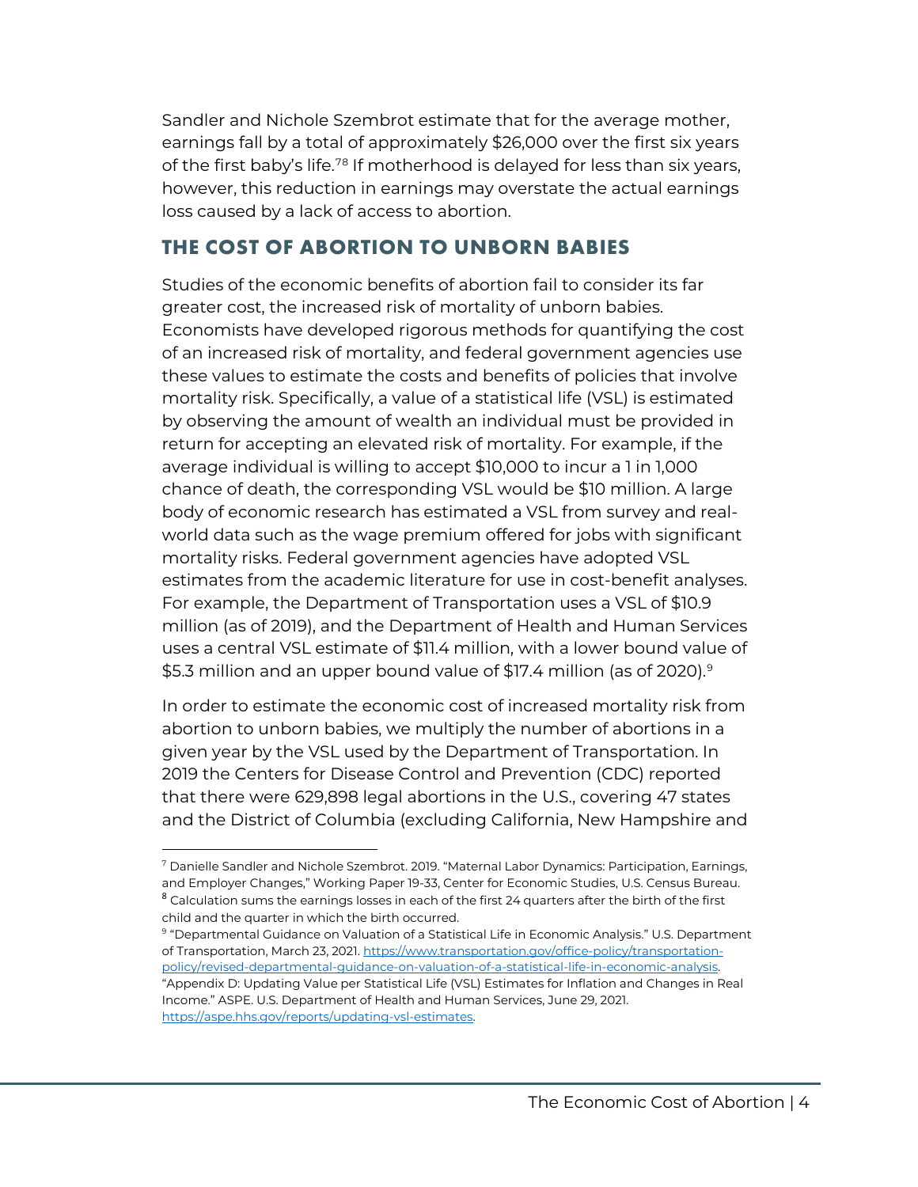Sandler and Nichole Szembrot estimate that for the average mother, earnings fall by a total of approximately $26,000 over the first six years of the first baby's life.[7,8] If motherhood is delayed for less than six years, however, this reduction in earnings may overstate the actual earnings loss caused by a lack of access to abortion.

## THE COST OF ABORTION TO UNBORN BABIES

Studies of the economic benefits of abortion fail to consider its far greater cost, the increased risk of mortality of unborn babies. Economists have developed rigorous methods for quantifying the cost of an increased risk of mortality, and federal government agencies use these values to estimate the costs and benefits of policies that involve mortality risk. Specifically, a value of a statistical life (VSL) is estimated by observing the amount of wealth an individual must be provided in return for accepting an elevated risk of mortality. For example, if the average individual is willing to accept $10,000 to incur a 1 in 1,000 chance of death, the corresponding VSL would be $10 million. A large body of economic research has estimated a VSL from survey and real-world data such as the wage premium offered for jobs with significant mortality risks. Federal government agencies have adopted VSL estimates from the academic literature for use in cost-benefit analyses. For example, the Department of Transportation uses a VSL of $10.9 million (as of 2019), and the Department of Health and Human Services uses a central VSL estimate of $11.4 million, with a lower bound value of $5.3 million and an upper bound value of $17.4 million (as of 2020).[9]

In order to estimate the economic cost of increased mortality risk from abortion to unborn babies, we multiply the number of abortions in a given year by the VSL used by the Department of Transportation. In 2019 the Centers for Disease Control and Prevention (CDC) reported that there were 629,898 legal abortions in the U.S., covering 47 states and the District of Columbia (excluding California, New Hampshire and

---

[7] Danielle Sandler and Nichole Szembrot. 2019. "Maternal Labor Dynamics: Participation, Earnings, and Employer Changes," Working Paper 19-33, Center for Economic Studies, U.S. Census Bureau.

[8] Calculation sums the earnings losses in each of the first 24 quarters after the birth of the first child and the quarter in which the birth occurred.

[9] "Departmental Guidance on Valuation of a Statistical Life in Economic Analysis." U.S. Department of Transportation, March 23, 2021. https://www.transportation.gov/office-policy/transportation-policy/revised-departmental-guidance-on-valuation-of-a-statistical-life-in-economic-analysis. "Appendix D: Updating Value per Statistical Life (VSL) Estimates for Inflation and Changes in Real Income." ASPE. U.S. Department of Health and Human Services, June 29, 2021. https://aspe.hhs.gov/reports/updating-vsl-estimates.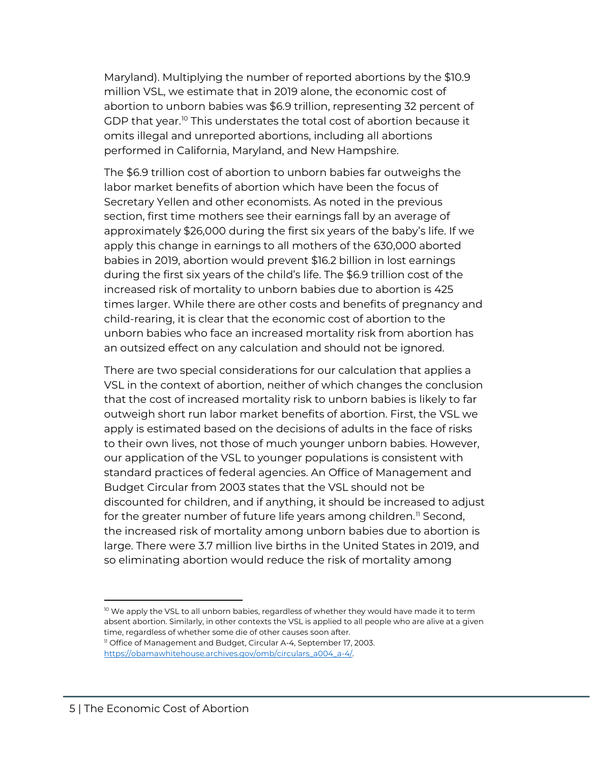Maryland). Multiplying the number of reported abortions by the $10.9 million VSL, we estimate that in 2019 alone, the economic cost of abortion to unborn babies was $6.9 trillion, representing 32 percent of GDP that year.[10] This understates the total cost of abortion because it omits illegal and unreported abortions, including all abortions performed in California, Maryland, and New Hampshire.

The $6.9 trillion cost of abortion to unborn babies far outweighs the labor market benefits of abortion which have been the focus of Secretary Yellen and other economists. As noted in the previous section, first time mothers see their earnings fall by an average of approximately $26,000 during the first six years of the baby's life. If we apply this change in earnings to all mothers of the 630,000 aborted babies in 2019, abortion would prevent $16.2 billion in lost earnings during the first six years of the child's life. The $6.9 trillion cost of the increased risk of mortality to unborn babies due to abortion is 425 times larger. While there are other costs and benefits of pregnancy and child-rearing, it is clear that the economic cost of abortion to the unborn babies who face an increased mortality risk from abortion has an outsized effect on any calculation and should not be ignored.

There are two special considerations for our calculation that applies a VSL in the context of abortion, neither of which changes the conclusion that the cost of increased mortality risk to unborn babies is likely to far outweigh short run labor market benefits of abortion. First, the VSL we apply is estimated based on the decisions of adults in the face of risks to their own lives, not those of much younger unborn babies. However, our application of the VSL to younger populations is consistent with standard practices of federal agencies. An Office of Management and Budget Circular from 2003 states that the VSL should not be discounted for children, and if anything, it should be increased to adjust for the greater number of future life years among children.[11] Second, the increased risk of mortality among unborn babies due to abortion is large. There were 3.7 million live births in the United States in 2019, and so eliminating abortion would reduce the risk of mortality among

---

[10] We apply the VSL to all unborn babies, regardless of whether they would have made it to term absent abortion. Similarly, in other contexts the VSL is applied to all people who are alive at a given time, regardless of whether some die of other causes soon after.

[11] Office of Management and Budget, Circular A-4, September 17, 2003. https://obamawhitehouse.archives.gov/omb/circulars_a004_a-4/.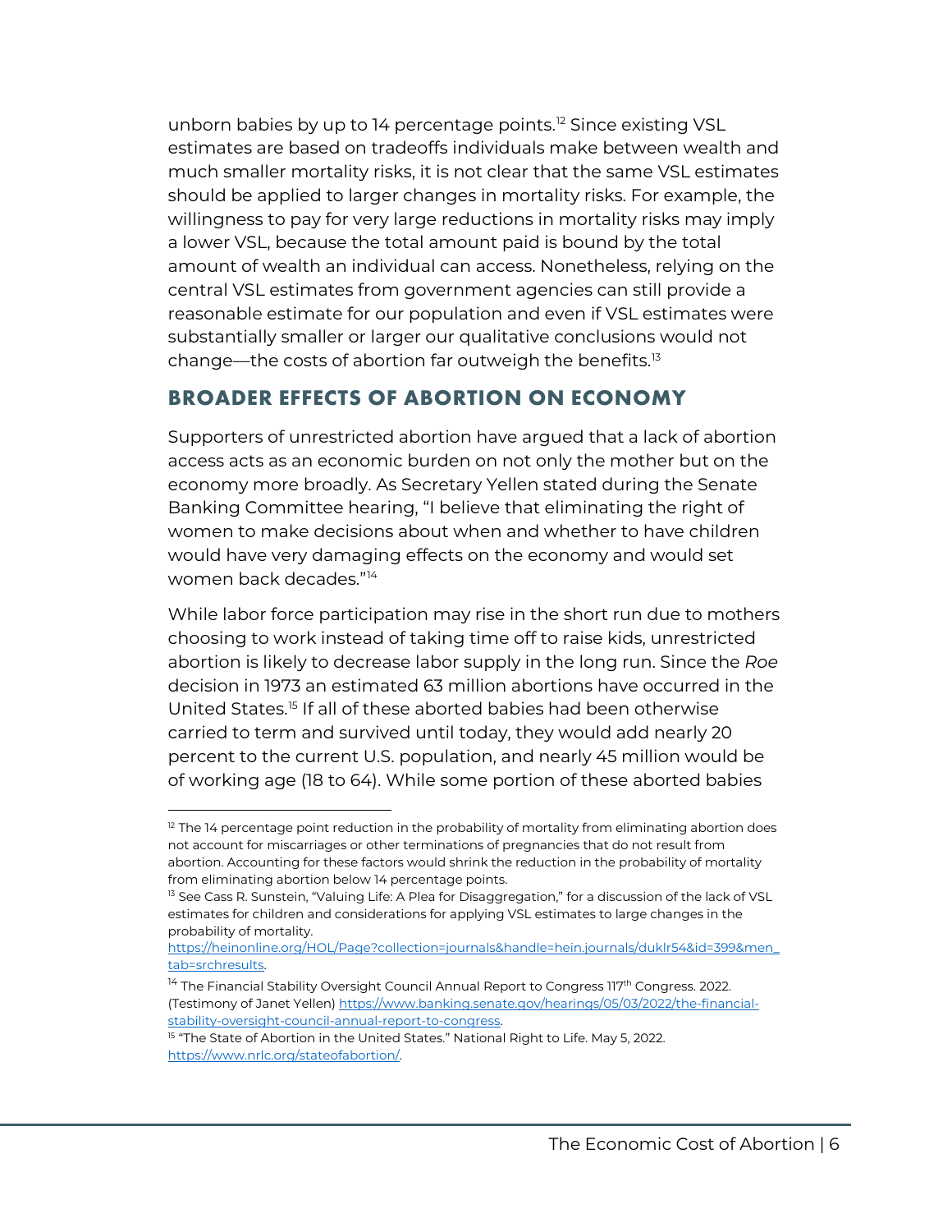unborn babies by up to 14 percentage points.[12] Since existing VSL estimates are based on tradeoffs individuals make between wealth and much smaller mortality risks, it is not clear that the same VSL estimates should be applied to larger changes in mortality risks. For example, the willingness to pay for very large reductions in mortality risks may imply a lower VSL, because the total amount paid is bound by the total amount of wealth an individual can access. Nonetheless, relying on the central VSL estimates from government agencies can still provide a reasonable estimate for our population and even if VSL estimates were substantially smaller or larger our qualitative conclusions would not change—the costs of abortion far outweigh the benefits.[13]

## BROADER EFFECTS OF ABORTION ON ECONOMY

Supporters of unrestricted abortion have argued that a lack of abortion access acts as an economic burden on not only the mother but on the economy more broadly. As Secretary Yellen stated during the Senate Banking Committee hearing, "I believe that eliminating the right of women to make decisions about when and whether to have children would have very damaging effects on the economy and would set women back decades."[14]

While labor force participation may rise in the short run due to mothers choosing to work instead of taking time off to raise kids, unrestricted abortion is likely to decrease labor supply in the long run. Since the *Roe* decision in 1973 an estimated 63 million abortions have occurred in the United States.[15] If all of these aborted babies had been otherwise carried to term and survived until today, they would add nearly 20 percent to the current U.S. population, and nearly 45 million would be of working age (18 to 64). While some portion of these aborted babies

---

[12] The 14 percentage point reduction in the probability of mortality from eliminating abortion does not account for miscarriages or other terminations of pregnancies that do not result from abortion. Accounting for these factors would shrink the reduction in the probability of mortality from eliminating abortion below 14 percentage points.

[13] See Cass R. Sunstein, "Valuing Life: A Plea for Disaggregation," for a discussion of the lack of VSL estimates for children and considerations for applying VSL estimates to large changes in the probability of mortality. https://heinonline.org/HOL/Page?collection=journals&handle=hein.journals/duklr54&id=399&men_tab=srchresults.

[14] The Financial Stability Oversight Council Annual Report to Congress 117th Congress. 2022. (Testimony of Janet Yellen) https://www.banking.senate.gov/hearings/05/03/2022/the-financial-stability-oversight-council-annual-report-to-congress.

[15] "The State of Abortion in the United States." National Right to Life. May 5, 2022. https://www.nrlc.org/stateofabortion/.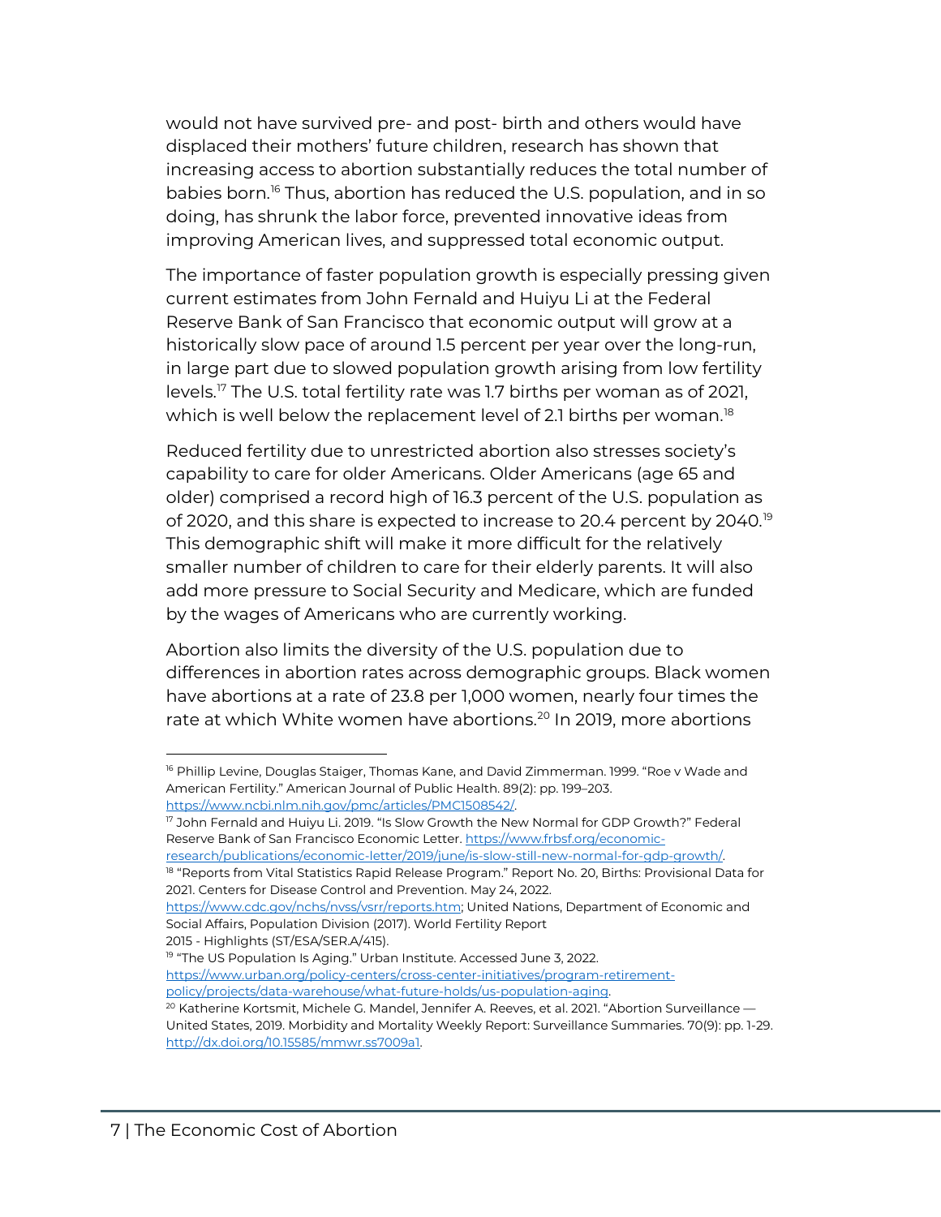would not have survived pre- and post- birth and others would have displaced their mothers' future children, research has shown that increasing access to abortion substantially reduces the total number of babies born.[16] Thus, abortion has reduced the U.S. population, and in so doing, has shrunk the labor force, prevented innovative ideas from improving American lives, and suppressed total economic output.

The importance of faster population growth is especially pressing given current estimates from John Fernald and Huiyu Li at the Federal Reserve Bank of San Francisco that economic output will grow at a historically slow pace of around 1.5 percent per year over the long-run, in large part due to slowed population growth arising from low fertility levels.[17] The U.S. total fertility rate was 1.7 births per woman as of 2021, which is well below the replacement level of 2.1 births per woman.[18]

Reduced fertility due to unrestricted abortion also stresses society's capability to care for older Americans. Older Americans (age 65 and older) comprised a record high of 16.3 percent of the U.S. population as of 2020, and this share is expected to increase to 20.4 percent by 2040.[19] This demographic shift will make it more difficult for the relatively smaller number of children to care for their elderly parents. It will also add more pressure to Social Security and Medicare, which are funded by the wages of Americans who are currently working.

Abortion also limits the diversity of the U.S. population due to differences in abortion rates across demographic groups. Black women have abortions at a rate of 23.8 per 1,000 women, nearly four times the rate at which White women have abortions.[20] In 2019, more abortions

---

[16] Phillip Levine, Douglas Staiger, Thomas Kane, and David Zimmerman. 1999. "Roe v Wade and American Fertility." American Journal of Public Health. 89(2): pp. 199–203. https://www.ncbi.nlm.nih.gov/pmc/articles/PMC1508542/.

[17] John Fernald and Huiyu Li. 2019. "Is Slow Growth the New Normal for GDP Growth?" Federal Reserve Bank of San Francisco Economic Letter. https://www.frbsf.org/economic-research/publications/economic-letter/2019/june/is-slow-still-new-normal-for-gdp-growth/.

[18] "Reports from Vital Statistics Rapid Release Program." Report No. 20, Births: Provisional Data for 2021. Centers for Disease Control and Prevention. May 24, 2022. https://www.cdc.gov/nchs/nvss/vsrr/reports.htm; United Nations, Department of Economic and Social Affairs, Population Division (2017). World Fertility Report 2015 - Highlights (ST/ESA/SER.A/415).

[19] "The US Population Is Aging." Urban Institute. Accessed June 3, 2022. https://www.urban.org/policy-centers/cross-center-initiatives/program-retirement-policy/projects/data-warehouse/what-future-holds/us-population-aging.

[20] Katherine Kortsmit, Michele G. Mandel, Jennifer A. Reeves, et al. 2021. "Abortion Surveillance — United States, 2019. Morbidity and Mortality Weekly Report: Surveillance Summaries. 70(9): pp. 1-29. http://dx.doi.org/10.15585/mmwr.ss7009a1.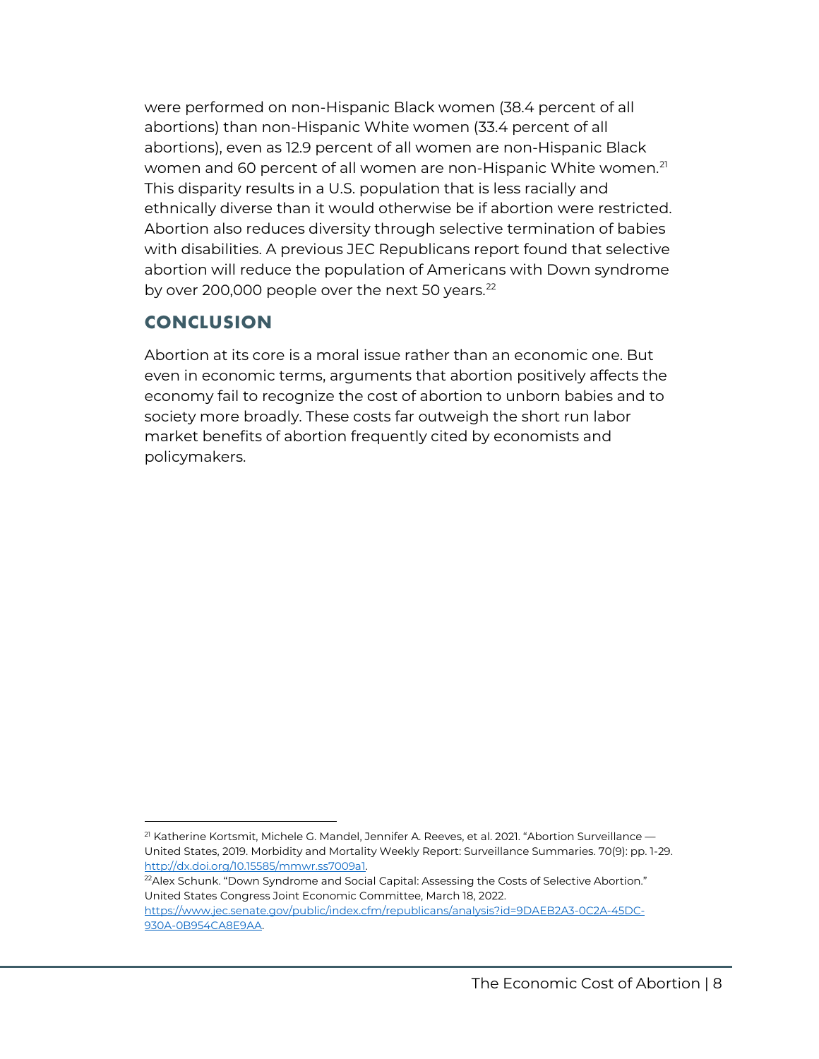were performed on non-Hispanic Black women (38.4 percent of all abortions) than non-Hispanic White women (33.4 percent of all abortions), even as 12.9 percent of all women are non-Hispanic Black women and 60 percent of all women are non-Hispanic White women.[21] This disparity results in a U.S. population that is less racially and ethnically diverse than it would otherwise be if abortion were restricted. Abortion also reduces diversity through selective termination of babies with disabilities. A previous JEC Republicans report found that selective abortion will reduce the population of Americans with Down syndrome by over 200,000 people over the next 50 years.[22]

## CONCLUSION

Abortion at its core is a moral issue rather than an economic one. But even in economic terms, arguments that abortion positively affects the economy fail to recognize the cost of abortion to unborn babies and to society more broadly. These costs far outweigh the short run labor market benefits of abortion frequently cited by economists and policymakers.

---

[21] Katherine Kortsmit, Michele G. Mandel, Jennifer A. Reeves, et al. 2021. "Abortion Surveillance — United States, 2019. Morbidity and Mortality Weekly Report: Surveillance Summaries. 70(9): pp. 1-29. http://dx.doi.org/10.15585/mmwr.ss7009a1.

[22] Alex Schunk. "Down Syndrome and Social Capital: Assessing the Costs of Selective Abortion." United States Congress Joint Economic Committee, March 18, 2022. https://www.jec.senate.gov/public/index.cfm/republicans/analysis?id=9DAEB2A3-0C2A-45DC-930A-0B954CA8E9AA.